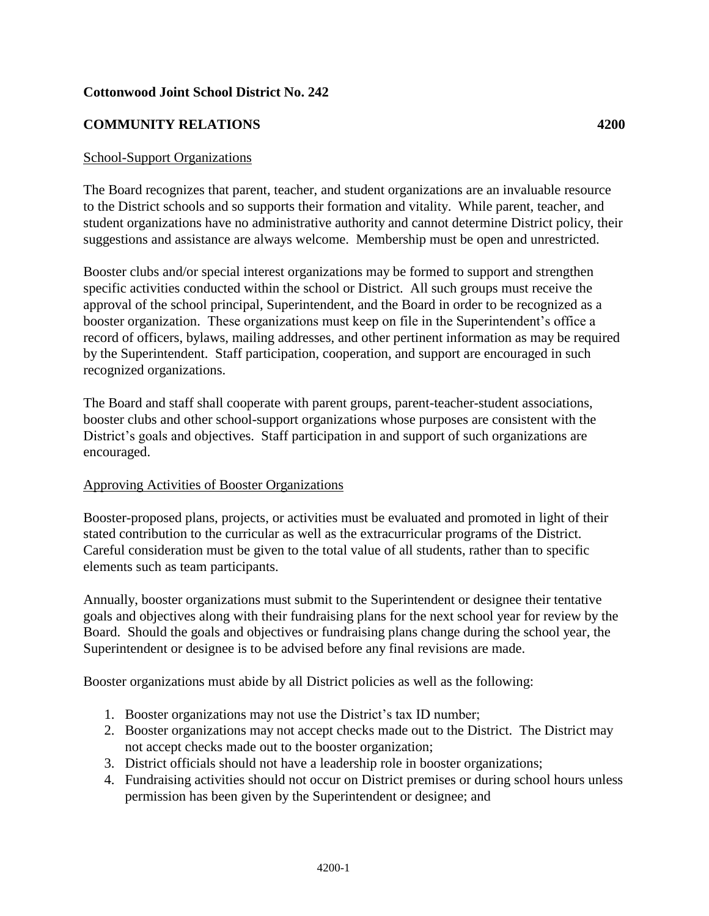**Cottonwood Joint School District No. 242**

**COMMUNITY RELATIONS 4200**

School-Support Organizations

The Board recognizes that parent, teacher, and student organizations are an invaluable resource to the District schools and so supports their formation and vitality. While parent, teacher, and student organizations have no administrative authority and cannot determine District policy, their suggestions and assistance are always welcome. Membership must be open and unrestricted.

Booster clubs and/or special interest organizations may be formed to support and strengthen specific activities conducted within the school or District. All such groups must receive the approval of the school principal, Superintendent, and the Board in order to be recognized as a booster organization. These organizations must keep on file in the Superintendent's office a record of officers, bylaws, mailing addresses, and other pertinent information as may be required by the Superintendent. Staff participation, cooperation, and support are encouraged in such recognized organizations.

The Board and staff shall cooperate with parent groups, parent-teacher-student associations, booster clubs and other school-support organizations whose purposes are consistent with the District's goals and objectives. Staff participation in and support of such organizations are encouraged.

Approving Activities of Booster Organizations

Booster-proposed plans, projects, or activities must be evaluated and promoted in light of their stated contribution to the curricular as well as the extracurricular programs of the District. Careful consideration must be given to the total value of all students, rather than to specific elements such as team participants.

Annually, booster organizations must submit to the Superintendent or designee their tentative goals and objectives along with their fundraising plans for the next school year for review by the Board. Should the goals and objectives or fundraising plans change during the school year, the Superintendent or designee is to be advised before any final revisions are made.

Booster organizations must abide by all District policies as well as the following:

1. Booster organizations may not use the District's tax ID number;
2. Booster organizations may not accept checks made out to the District. The District may not accept checks made out to the booster organization;
3. District officials should not have a leadership role in booster organizations;
4. Fundraising activities should not occur on District premises or during school hours unless permission has been given by the Superintendent or designee; and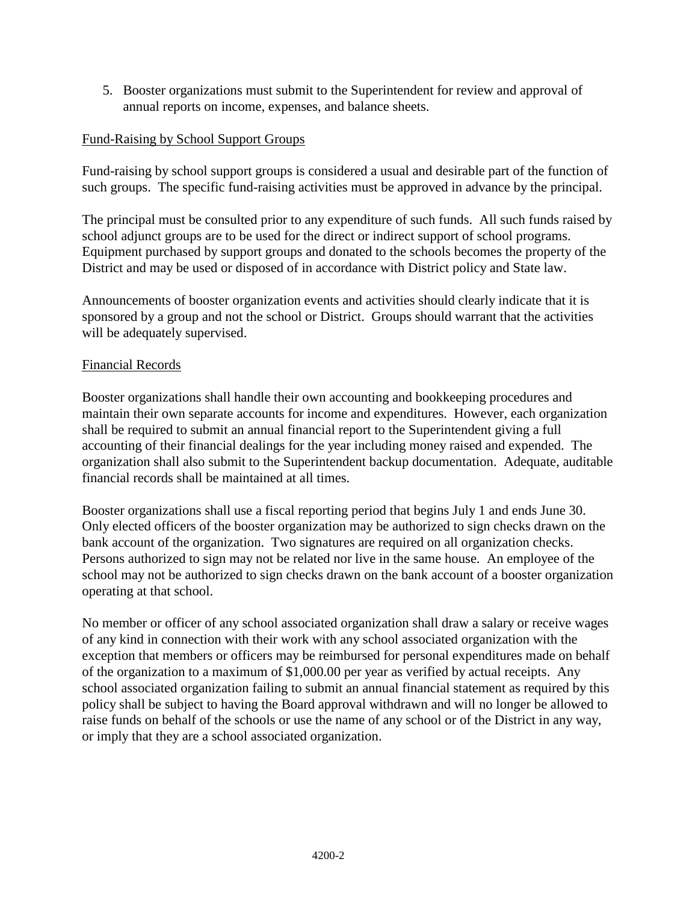5. Booster organizations must submit to the Superintendent for review and approval of annual reports on income, expenses, and balance sheets.

Fund-Raising by School Support Groups

Fund-raising by school support groups is considered a usual and desirable part of the function of such groups. The specific fund-raising activities must be approved in advance by the principal.

The principal must be consulted prior to any expenditure of such funds. All such funds raised by school adjunct groups are to be used for the direct or indirect support of school programs. Equipment purchased by support groups and donated to the schools becomes the property of the District and may be used or disposed of in accordance with District policy and State law.

Announcements of booster organization events and activities should clearly indicate that it is sponsored by a group and not the school or District. Groups should warrant that the activities will be adequately supervised.

Financial Records

Booster organizations shall handle their own accounting and bookkeeping procedures and maintain their own separate accounts for income and expenditures. However, each organization shall be required to submit an annual financial report to the Superintendent giving a full accounting of their financial dealings for the year including money raised and expended. The organization shall also submit to the Superintendent backup documentation. Adequate, auditable financial records shall be maintained at all times.

Booster organizations shall use a fiscal reporting period that begins July 1 and ends June 30. Only elected officers of the booster organization may be authorized to sign checks drawn on the bank account of the organization. Two signatures are required on all organization checks. Persons authorized to sign may not be related nor live in the same house. An employee of the school may not be authorized to sign checks drawn on the bank account of a booster organization operating at that school.

No member or officer of any school associated organization shall draw a salary or receive wages of any kind in connection with their work with any school associated organization with the exception that members or officers may be reimbursed for personal expenditures made on behalf of the organization to a maximum of $1,000.00 per year as verified by actual receipts. Any school associated organization failing to submit an annual financial statement as required by this policy shall be subject to having the Board approval withdrawn and will no longer be allowed to raise funds on behalf of the schools or use the name of any school or of the District in any way, or imply that they are a school associated organization.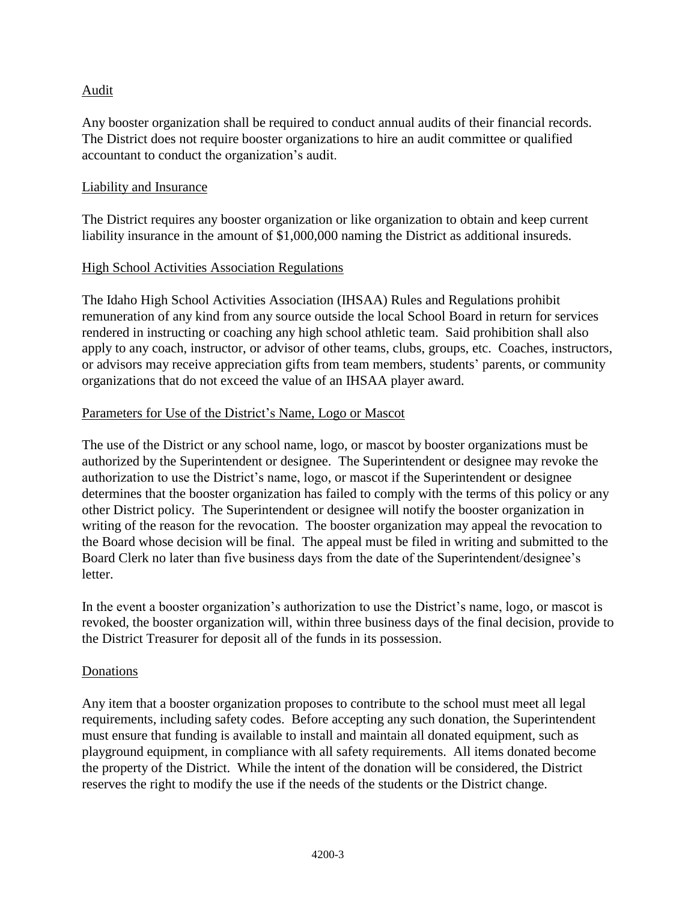## Audit

Any booster organization shall be required to conduct annual audits of their financial records. The District does not require booster organizations to hire an audit committee or qualified accountant to conduct the organization's audit.

## Liability and Insurance

The District requires any booster organization or like organization to obtain and keep current liability insurance in the amount of $1,000,000 naming the District as additional insureds.

## High School Activities Association Regulations

The Idaho High School Activities Association (IHSAA) Rules and Regulations prohibit remuneration of any kind from any source outside the local School Board in return for services rendered in instructing or coaching any high school athletic team. Said prohibition shall also apply to any coach, instructor, or advisor of other teams, clubs, groups, etc. Coaches, instructors, or advisors may receive appreciation gifts from team members, students' parents, or community organizations that do not exceed the value of an IHSAA player award.

## Parameters for Use of the District's Name, Logo or Mascot

The use of the District or any school name, logo, or mascot by booster organizations must be authorized by the Superintendent or designee. The Superintendent or designee may revoke the authorization to use the District's name, logo, or mascot if the Superintendent or designee determines that the booster organization has failed to comply with the terms of this policy or any other District policy. The Superintendent or designee will notify the booster organization in writing of the reason for the revocation. The booster organization may appeal the revocation to the Board whose decision will be final. The appeal must be filed in writing and submitted to the Board Clerk no later than five business days from the date of the Superintendent/designee's letter.

In the event a booster organization's authorization to use the District's name, logo, or mascot is revoked, the booster organization will, within three business days of the final decision, provide to the District Treasurer for deposit all of the funds in its possession.

## Donations

Any item that a booster organization proposes to contribute to the school must meet all legal requirements, including safety codes. Before accepting any such donation, the Superintendent must ensure that funding is available to install and maintain all donated equipment, such as playground equipment, in compliance with all safety requirements. All items donated become the property of the District. While the intent of the donation will be considered, the District reserves the right to modify the use if the needs of the students or the District change.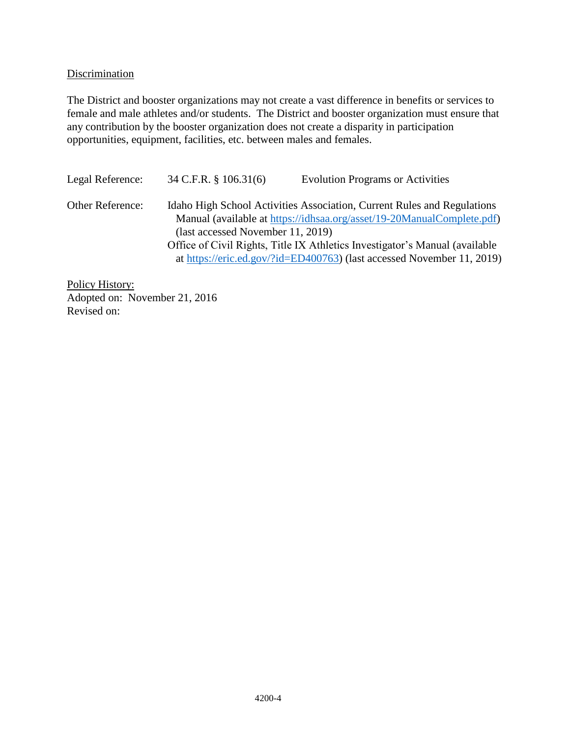Discrimination

The District and booster organizations may not create a vast difference in benefits or services to female and male athletes and/or students. The District and booster organization must ensure that any contribution by the booster organization does not create a disparity in participation opportunities, equipment, facilities, etc. between males and females.

Legal Reference: 34 C.F.R. § 106.31(6) Evolution Programs or Activities

Other Reference: Idaho High School Activities Association, Current Rules and Regulations Manual (available at https://idhsaa.org/asset/19-20ManualComplete.pdf) (last accessed November 11, 2019)
Office of Civil Rights, Title IX Athletics Investigator's Manual (available at https://eric.ed.gov/?id=ED400763) (last accessed November 11, 2019)

Policy History:
Adopted on: November 21, 2016
Revised on: